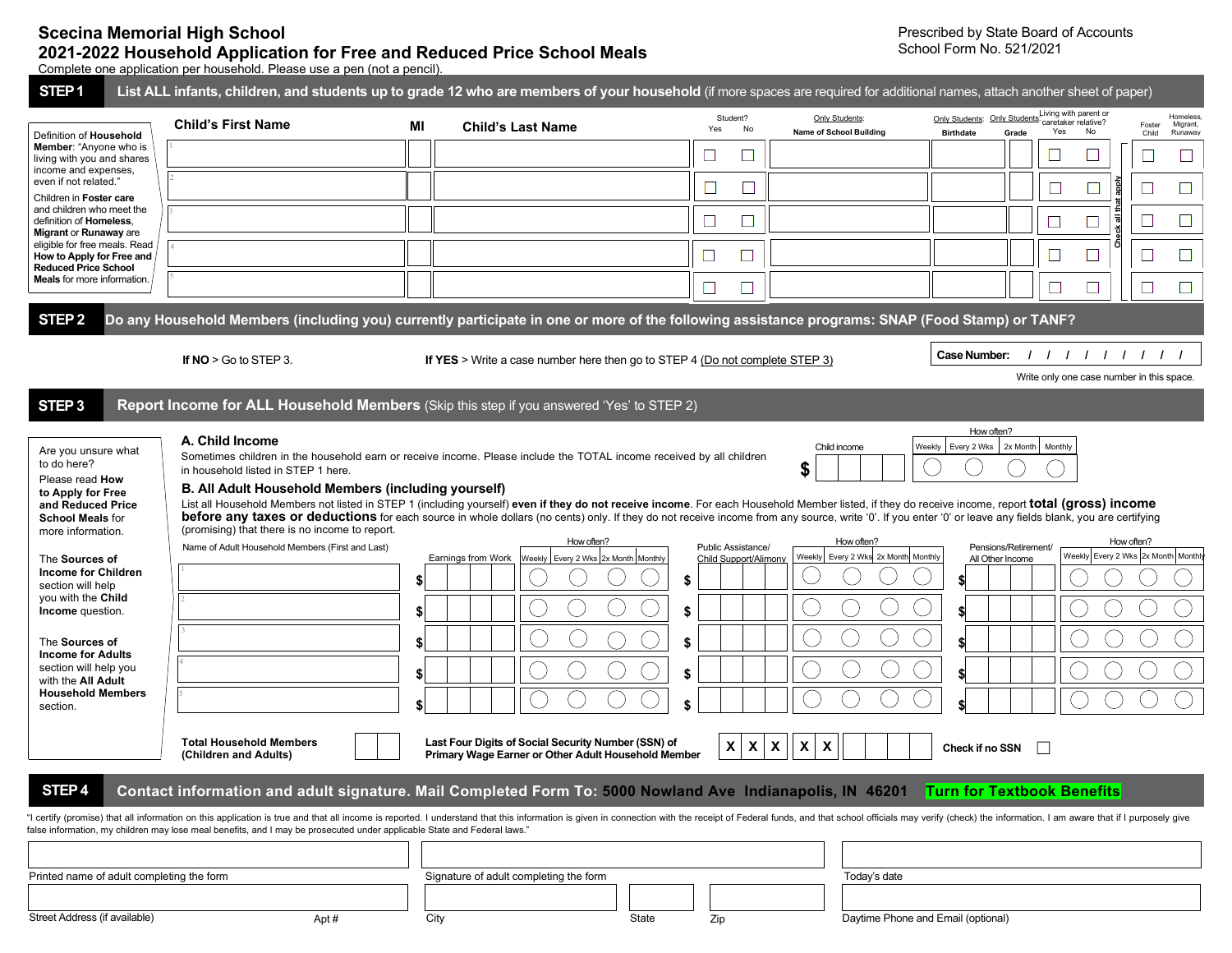# Scecina Memorial High School

## 2021-2022 Household Application for Free and Reduced Price School Meals

Prescribed by State Board of Accounts
School Form No. 521/2021

Complete one application per household. Please use a pen (not a pencil).

## STEP 1 List ALL infants, children, and students up to grade 12 who are members of your household (if more spaces are required for additional names, attach another sheet of paper)

Definition of **Household Member**: "Anyone who is living with you and shares income and expenses, even if not related."

Children in **Foster care** and children who meet the definition of **Homeless, Migrant** or **Runaway** are eligible for free meals. Read **How to Apply for Free and Reduced Price School Meals** for more information.

| | Child's First Name | MI | Child's Last Name | Student? Yes | Student? No | Only Students: Name of School Building | Only Students: Birthdate | Only Students: Grade | Living with parent or caretaker relative? Yes | Living with parent or caretaker relative? No | Foster Child | Homeless, Migrant, Runaway |
|---|---|---|---|---|---|---|---|---|---|---|---|---|
| 1 | | | | ☐ | ☐ | | | | ☐ | ☐ | ☐ | ☐ |
| 2 | | | | ☐ | ☐ | | | | ☐ | ☐ | ☐ | ☐ |
| 3 | | | | ☐ | ☐ | | | | ☐ | ☐ | ☐ | ☐ |
| 4 | | | | ☐ | ☐ | | | | ☐ | ☐ | ☐ | ☐ |
| 5 | | | | ☐ | ☐ | | | | ☐ | ☐ | ☐ | ☐ |

Check all that apply

## STEP 2 Do any Household Members (including you) currently participate in one or more of the following assistance programs: SNAP (Food Stamp) or TANF?

**If NO** > Go to STEP 3.

**If YES** > Write a case number here then go to STEP 4 (Do not complete STEP 3)

**Case Number:** / / / / / / / / /

Write only one case number in this space.

## STEP 3 Report Income for ALL Household Members (Skip this step if you answered 'Yes' to STEP 2)

Are you unsure what to do here?

Please read **How to Apply for Free and Reduced Price School Meals** for more information.

The **Sources of Income for Children** section will help you with the **Child Income** question.

The **Sources of Income for Adults** section will help you with the **All Adult Household Members** section.

### A. Child Income

Sometimes children in the household earn or receive income. Please include the TOTAL income received by all children in household listed in STEP 1 here.

| Child income | How often? Weekly | Every 2 Wks | 2x Month | Monthly |
|---|---|---|---|---|
| $ | ◯ | ◯ | ◯ | ◯ |

### B. All Adult Household Members (including yourself)

List all Household Members not listed in STEP 1 (including yourself) **even if they do not receive income**. For each Household Member listed, if they do receive income, report **total (gross) income before any taxes or deductions** for each source in whole dollars (no cents) only. If they do not receive income from any source, write '0'. If you enter '0' or leave any fields blank, you are certifying (promising) that there is no income to report.

| | Name of Adult Household Members (First and Last) | Earnings from Work | Weekly | Every 2 Wks | 2x Month | Monthly | Public Assistance/ Child Support/Alimony | Weekly | Every 2 Wks | 2x Month | Monthly | Pensions/Retirement/ All Other Income | Weekly | Every 2 Wks | 2x Month | Monthly |
|---|---|---|---|---|---|---|---|---|---|---|---|---|---|---|---|---|
| 1 | | $ | ◯ | ◯ | ◯ | ◯ | $ | ◯ | ◯ | ◯ | ◯ | $ | ◯ | ◯ | ◯ | ◯ |
| 2 | | $ | ◯ | ◯ | ◯ | ◯ | $ | ◯ | ◯ | ◯ | ◯ | $ | ◯ | ◯ | ◯ | ◯ |
| 3 | | $ | ◯ | ◯ | ◯ | ◯ | $ | ◯ | ◯ | ◯ | ◯ | $ | ◯ | ◯ | ◯ | ◯ |
| 4 | | $ | ◯ | ◯ | ◯ | ◯ | $ | ◯ | ◯ | ◯ | ◯ | $ | ◯ | ◯ | ◯ | ◯ |
| 5 | | $ | ◯ | ◯ | ◯ | ◯ | $ | ◯ | ◯ | ◯ | ◯ | $ | ◯ | ◯ | ◯ | ◯ |

**Total Household Members (Children and Adults)** ____

**Last Four Digits of Social Security Number (SSN) of Primary Wage Earner or Other Adult Household Member** X X X X X _ _ _ _

**Check if no SSN** ☐

## STEP 4 Contact information and adult signature. Mail Completed Form To: 5000 Nowland Ave Indianapolis, IN 46201 Turn for Textbook Benefits

"I certify (promise) that all information on this application is true and that all income is reported. I understand that this information is given in connection with the receipt of Federal funds, and that school officials may verify (check) the information. I am aware that if I purposely give false information, my children may lose meal benefits, and I may be prosecuted under applicable State and Federal laws."

| Printed name of adult completing the form | Signature of adult completing the form | | | Today's date |
|---|---|---|---|---|
| Street Address (if available) / Apt # | City | State | Zip | Daytime Phone and Email (optional) |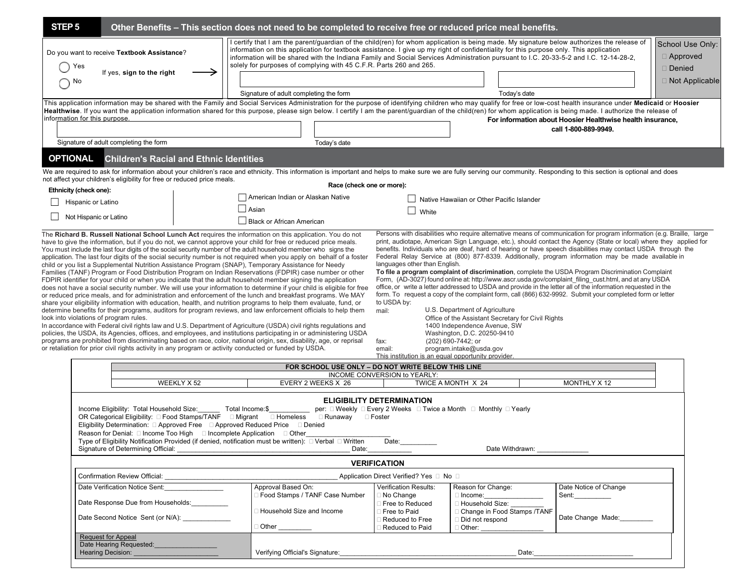## STEP 5 Other Benefits – This section does not need to be completed to receive free or reduced price meal benefits.

Do you want to receive **Textbook Assistance**?

◯ Yes
◯ No

If yes, **sign to the right** ⟶

I certify that I am the parent/guardian of the child(ren) for whom application is being made. My signature below authorizes the release of information on this application for textbook assistance. I give up my right of confidentiality for this purpose only. This application information will be shared with the Indiana Family and Social Services Administration pursuant to I.C. 20-33-5-2 and I.C. 12-14-28-2, solely for purposes of complying with 45 C.F.R. Parts 260 and 265.

Signature of adult completing the form ____________ Today's date ____________

School Use Only:
- ☐ Approved
- ☐ Denied
- ☐ Not Applicable

This application information may be shared with the Family and Social Services Administration for the purpose of identifying children who may qualify for free or low-cost health insurance under **Medicaid** or **Hoosier Healthwise**. If you want the application information shared for this purpose, please sign below. I certify I am the parent/guardian of the child(ren) for whom application is being made. I authorize the release of information for this purpose.

Signature of adult completing the form ____________ Today's date ____________

**For information about Hoosier Healthwise health insurance, call 1-800-889-9949.**

## OPTIONAL Children's Racial and Ethnic Identities

We are required to ask for information about your children's race and ethnicity. This information is important and helps to make sure we are fully serving our community. Responding to this section is optional and does not affect your children's eligibility for free or reduced price meals.

**Ethnicity (check one):**
- ☐ Hispanic or Latino
- ☐ Not Hispanic or Latino

**Race (check one or more):**
- ☐ American Indian or Alaskan Native
- ☐ Asian
- ☐ Black or African American
- ☐ Native Hawaiian or Other Pacific Islander
- ☐ White

The **Richard B. Russell National School Lunch Act** requires the information on this application. You do not have to give the information, but if you do not, we cannot approve your child for free or reduced price meals. You must include the last four digits of the social security number of the adult household member who signs the application. The last four digits of the social security number is not required when you apply on behalf of a foster child or you list a Supplemental Nutrition Assistance Program (SNAP), Temporary Assistance for Needy Families (TANF) Program or Food Distribution Program on Indian Reservations (FDPIR) case number or other FDPIR identifier for your child or when you indicate that the adult household member signing the application does not have a social security number. We will use your information to determine if your child is eligible for free or reduced price meals, and for administration and enforcement of the lunch and breakfast programs. We MAY share your eligibility information with education, health, and nutrition programs to help them evaluate, fund, or determine benefits for their programs, auditors for program reviews, and law enforcement officials to help them look into violations of program rules.

In accordance with Federal civil rights law and U.S. Department of Agriculture (USDA) civil rights regulations and policies, the USDA, its Agencies, offices, and employees, and institutions participating in or administering USDA programs are prohibited from discriminating based on race, color, national origin, sex, disability, age, or reprisal or retaliation for prior civil rights activity in any program or activity conducted or funded by USDA.

Persons with disabilities who require alternative means of communication for program information (e.g. Braille, large print, audiotape, American Sign Language, etc.), should contact the Agency (State or local) where they applied for benefits. Individuals who are deaf, hard of hearing or have speech disabilities may contact USDA through the Federal Relay Service at (800) 877-8339. Additionally, program information may be made available in languages other than English.

**To file a program complaint of discrimination**, complete the USDA Program Discrimination Complaint Form, (AD-3027) found online at: http://www.ascr.usda.gov/complaint_filing_cust.html, and at any USDA office, or write a letter addressed to USDA and provide in the letter all of the information requested in the form. To request a copy of the complaint form, call (866) 632-9992. Submit your completed form or letter to USDA by:

mail: U.S. Department of Agriculture
Office of the Assistant Secretary for Civil Rights
1400 Independence Avenue, SW
Washington, D.C. 20250-9410

fax: (202) 690-7442; or

email: program.intake@usda.gov

This institution is an equal opportunity provider.

**FOR SCHOOL USE ONLY – DO NOT WRITE BELOW THIS LINE**

| INCOME CONVERSION to YEARLY: | | | |
|---|---|---|---|
| WEEKLY X 52 | EVERY 2 WEEKS X 26 | TWICE A MONTH X 24 | MONTHLY X 12 |

**ELIGIBILITY DETERMINATION**

Income Eligibility: Total Household Size:______ Total Income:$___________ per: ☐ Weekly ☐ Every 2 Weeks ☐ Twice a Month ☐ Monthly ☐ Yearly
OR Categorical Eligibility: ☐ Food Stamps/TANF ☐ Migrant ☐ Homeless ☐ Runaway ☐ Foster
Eligibility Determination: ☐ Approved Free ☐ Approved Reduced Price ☐ Denied
Reason for Denial: ☐ Income Too High ☐ Incomplete Application ☐ Other_____________________
Type of Eligibility Notification Provided (if denied, notification must be written): ☐ Verbal ☐ Written Date:_________
Signature of Determining Official: ____________________________________________ Date:___________ Date Withdrawn: _____________

**VERIFICATION**

Confirmation Review Official: ______________________________________________ Application Direct Verified? Yes ☐ No ☐

| | | | | |
|---|---|---|---|---|
| Date Verification Notice Sent:_______________<br>Date Response Due from Households:_________<br>Date Second Notice Sent (or N/A): ____________ | Approval Based On:<br>☐ Food Stamps / TANF Case Number<br>☐ Household Size and Income<br>☐ Other ________ | Verification Results:<br>☐ No Change<br>☐ Free to Reduced<br>☐ Free to Paid<br>☐ Reduced to Free<br>☐ Reduced to Paid | Reason for Change:<br>☐ Income:________________<br>☐ Household Size: _________<br>☐ Change in Food Stamps /TANF<br>☐ Did not respond<br>☐ Other: _________________ | Date Notice of Change Sent:__________<br>Date Change Made:_________ |
| Request for Appeal<br>Date Hearing Requested:________________<br>Hearing Decision: ______________________ | Verifying Official's Signature:____________________________________________ Date:__________________________ | | | |